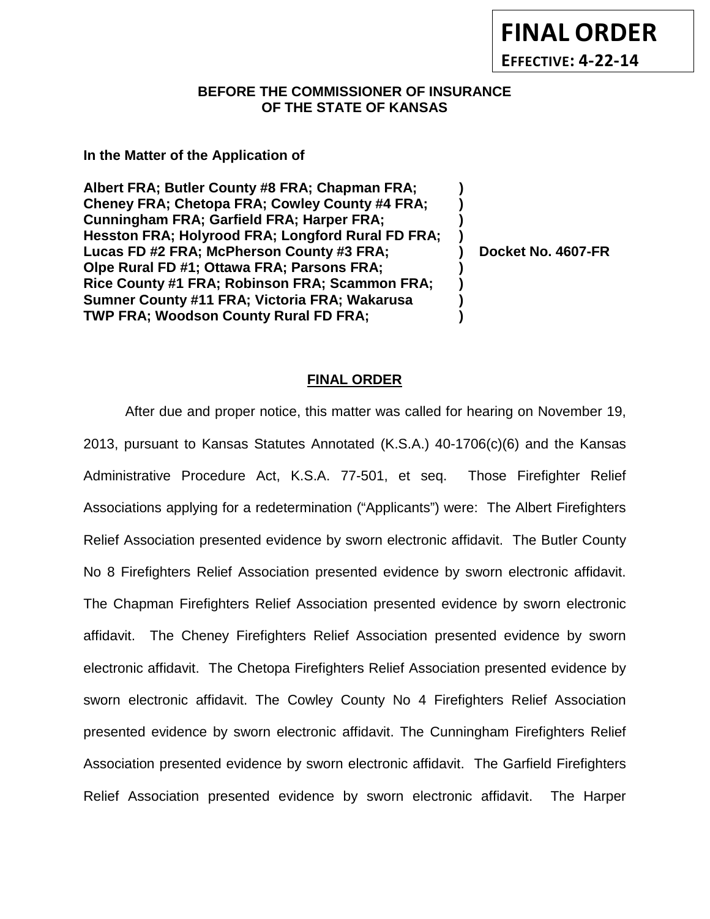**FINAL ORDER**

**EFFECTIVE: 4-22-14**

**BEFORE THE COMMISSIONER OF INSURANCE**
**OF THE STATE OF KANSAS**

**In the Matter of the Application of**

| | | |
|---|---|---|
| **Albert FRA; Butler County #8 FRA; Chapman FRA;** | **)** | |
| **Cheney FRA; Chetopa FRA; Cowley County #4 FRA;** | **)** | |
| **Cunningham FRA; Garfield FRA; Harper FRA;** | **)** | |
| **Hesston FRA; Holyrood FRA; Longford Rural FD FRA;** | **)** | |
| **Lucas FD #2 FRA; McPherson County #3 FRA;** | **)** | **Docket No. 4607-FR** |
| **Olpe Rural FD #1; Ottawa FRA; Parsons FRA;** | **)** | |
| **Rice County #1 FRA; Robinson FRA; Scammon FRA;** | **)** | |
| **Sumner County #11 FRA; Victoria FRA; Wakarusa** | **)** | |
| **TWP FRA; Woodson County Rural FD FRA;** | **)** | |

## FINAL ORDER

After due and proper notice, this matter was called for hearing on November 19, 2013, pursuant to Kansas Statutes Annotated (K.S.A.) 40-1706(c)(6) and the Kansas Administrative Procedure Act, K.S.A. 77-501, et seq. Those Firefighter Relief Associations applying for a redetermination ("Applicants") were: The Albert Firefighters Relief Association presented evidence by sworn electronic affidavit. The Butler County No 8 Firefighters Relief Association presented evidence by sworn electronic affidavit. The Chapman Firefighters Relief Association presented evidence by sworn electronic affidavit. The Cheney Firefighters Relief Association presented evidence by sworn electronic affidavit. The Chetopa Firefighters Relief Association presented evidence by sworn electronic affidavit. The Cowley County No 4 Firefighters Relief Association presented evidence by sworn electronic affidavit. The Cunningham Firefighters Relief Association presented evidence by sworn electronic affidavit. The Garfield Firefighters Relief Association presented evidence by sworn electronic affidavit. The Harper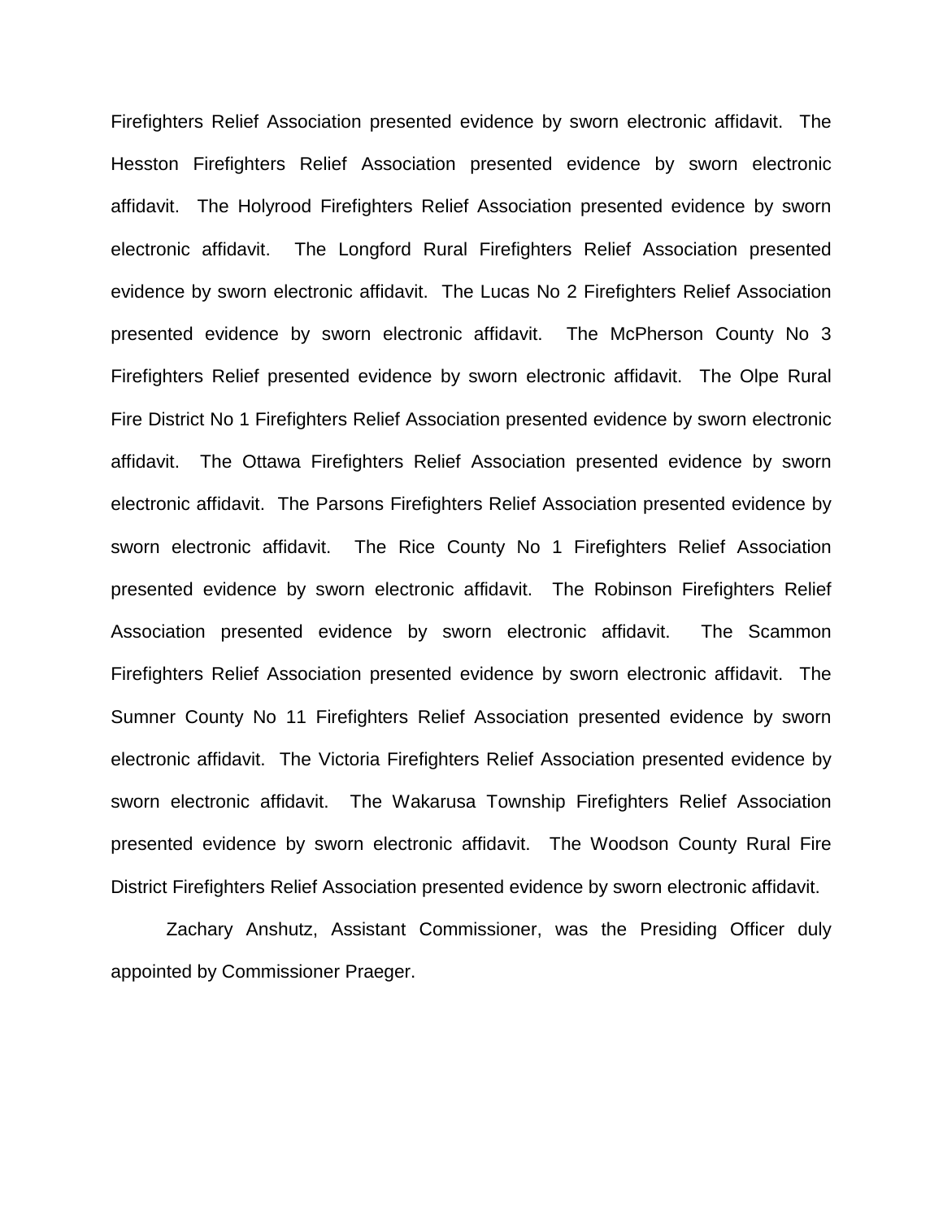Firefighters Relief Association presented evidence by sworn electronic affidavit. The Hesston Firefighters Relief Association presented evidence by sworn electronic affidavit. The Holyrood Firefighters Relief Association presented evidence by sworn electronic affidavit. The Longford Rural Firefighters Relief Association presented evidence by sworn electronic affidavit. The Lucas No 2 Firefighters Relief Association presented evidence by sworn electronic affidavit. The McPherson County No 3 Firefighters Relief presented evidence by sworn electronic affidavit. The Olpe Rural Fire District No 1 Firefighters Relief Association presented evidence by sworn electronic affidavit. The Ottawa Firefighters Relief Association presented evidence by sworn electronic affidavit. The Parsons Firefighters Relief Association presented evidence by sworn electronic affidavit. The Rice County No 1 Firefighters Relief Association presented evidence by sworn electronic affidavit. The Robinson Firefighters Relief Association presented evidence by sworn electronic affidavit. The Scammon Firefighters Relief Association presented evidence by sworn electronic affidavit. The Sumner County No 11 Firefighters Relief Association presented evidence by sworn electronic affidavit. The Victoria Firefighters Relief Association presented evidence by sworn electronic affidavit. The Wakarusa Township Firefighters Relief Association presented evidence by sworn electronic affidavit. The Woodson County Rural Fire District Firefighters Relief Association presented evidence by sworn electronic affidavit.

Zachary Anshutz, Assistant Commissioner, was the Presiding Officer duly appointed by Commissioner Praeger.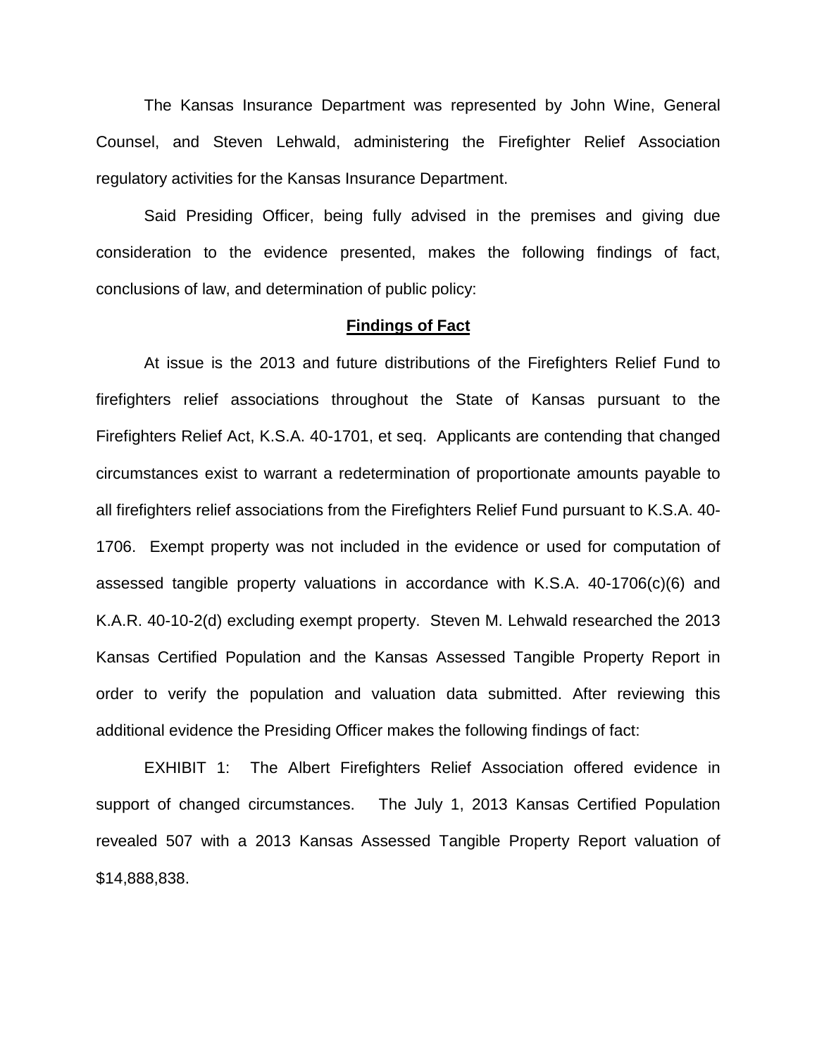The Kansas Insurance Department was represented by John Wine, General Counsel, and Steven Lehwald, administering the Firefighter Relief Association regulatory activities for the Kansas Insurance Department.

Said Presiding Officer, being fully advised in the premises and giving due consideration to the evidence presented, makes the following findings of fact, conclusions of law, and determination of public policy:

## **Findings of Fact**

At issue is the 2013 and future distributions of the Firefighters Relief Fund to firefighters relief associations throughout the State of Kansas pursuant to the Firefighters Relief Act, K.S.A. 40-1701, et seq. Applicants are contending that changed circumstances exist to warrant a redetermination of proportionate amounts payable to all firefighters relief associations from the Firefighters Relief Fund pursuant to K.S.A. 40-1706. Exempt property was not included in the evidence or used for computation of assessed tangible property valuations in accordance with K.S.A. 40-1706(c)(6) and K.A.R. 40-10-2(d) excluding exempt property. Steven M. Lehwald researched the 2013 Kansas Certified Population and the Kansas Assessed Tangible Property Report in order to verify the population and valuation data submitted. After reviewing this additional evidence the Presiding Officer makes the following findings of fact:

EXHIBIT 1: The Albert Firefighters Relief Association offered evidence in support of changed circumstances. The July 1, 2013 Kansas Certified Population revealed 507 with a 2013 Kansas Assessed Tangible Property Report valuation of $14,888,838.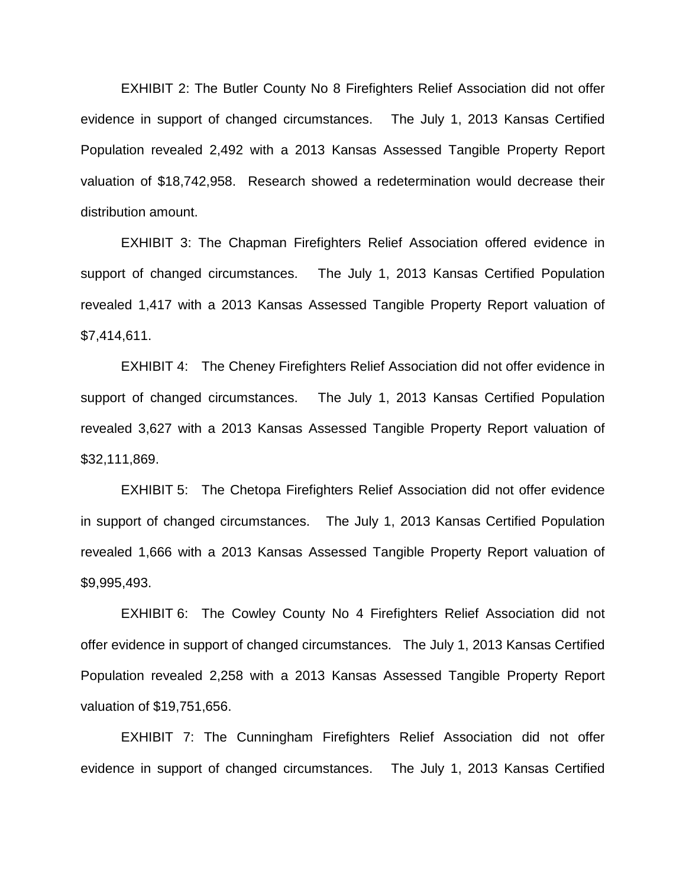EXHIBIT 2: The Butler County No 8 Firefighters Relief Association did not offer evidence in support of changed circumstances. The July 1, 2013 Kansas Certified Population revealed 2,492 with a 2013 Kansas Assessed Tangible Property Report valuation of $18,742,958. Research showed a redetermination would decrease their distribution amount.

EXHIBIT 3: The Chapman Firefighters Relief Association offered evidence in support of changed circumstances. The July 1, 2013 Kansas Certified Population revealed 1,417 with a 2013 Kansas Assessed Tangible Property Report valuation of $7,414,611.

EXHIBIT 4: The Cheney Firefighters Relief Association did not offer evidence in support of changed circumstances. The July 1, 2013 Kansas Certified Population revealed 3,627 with a 2013 Kansas Assessed Tangible Property Report valuation of $32,111,869.

EXHIBIT 5: The Chetopa Firefighters Relief Association did not offer evidence in support of changed circumstances. The July 1, 2013 Kansas Certified Population revealed 1,666 with a 2013 Kansas Assessed Tangible Property Report valuation of $9,995,493.

EXHIBIT 6: The Cowley County No 4 Firefighters Relief Association did not offer evidence in support of changed circumstances. The July 1, 2013 Kansas Certified Population revealed 2,258 with a 2013 Kansas Assessed Tangible Property Report valuation of $19,751,656.

EXHIBIT 7: The Cunningham Firefighters Relief Association did not offer evidence in support of changed circumstances. The July 1, 2013 Kansas Certified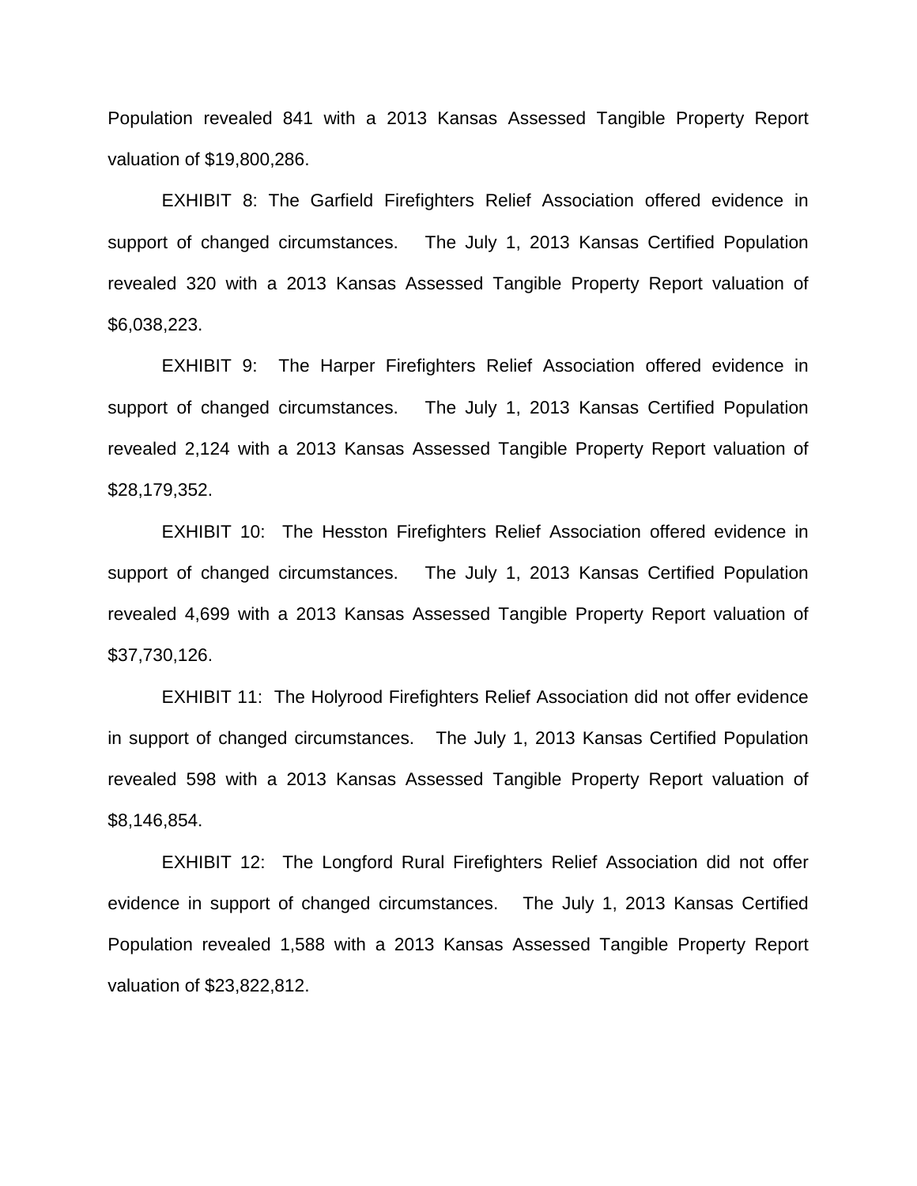Population revealed 841 with a 2013 Kansas Assessed Tangible Property Report valuation of $19,800,286.

EXHIBIT 8: The Garfield Firefighters Relief Association offered evidence in support of changed circumstances. The July 1, 2013 Kansas Certified Population revealed 320 with a 2013 Kansas Assessed Tangible Property Report valuation of $6,038,223.

EXHIBIT 9: The Harper Firefighters Relief Association offered evidence in support of changed circumstances. The July 1, 2013 Kansas Certified Population revealed 2,124 with a 2013 Kansas Assessed Tangible Property Report valuation of $28,179,352.

EXHIBIT 10: The Hesston Firefighters Relief Association offered evidence in support of changed circumstances. The July 1, 2013 Kansas Certified Population revealed 4,699 with a 2013 Kansas Assessed Tangible Property Report valuation of $37,730,126.

EXHIBIT 11: The Holyrood Firefighters Relief Association did not offer evidence in support of changed circumstances. The July 1, 2013 Kansas Certified Population revealed 598 with a 2013 Kansas Assessed Tangible Property Report valuation of $8,146,854.

EXHIBIT 12: The Longford Rural Firefighters Relief Association did not offer evidence in support of changed circumstances. The July 1, 2013 Kansas Certified Population revealed 1,588 with a 2013 Kansas Assessed Tangible Property Report valuation of $23,822,812.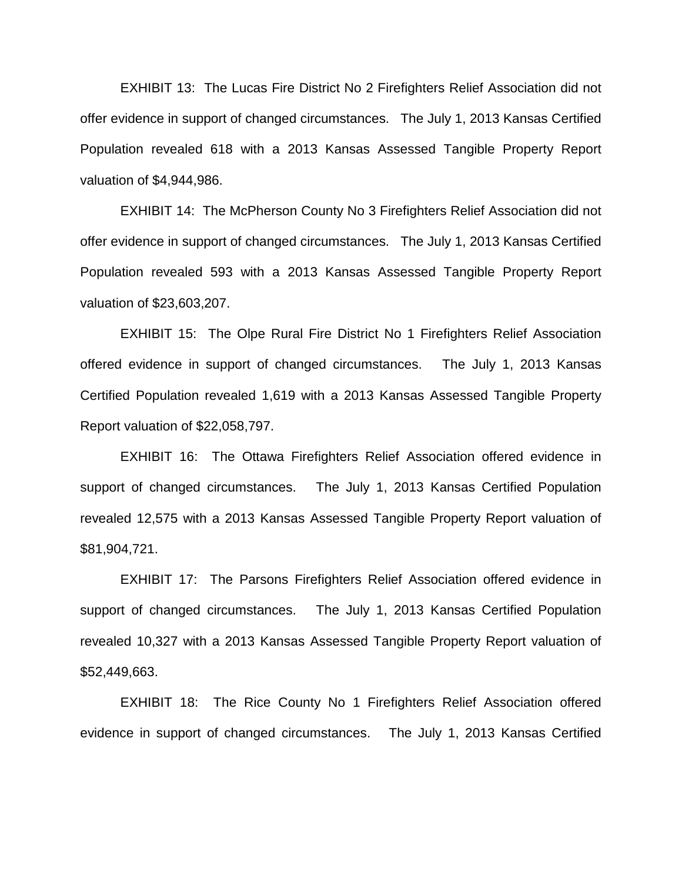EXHIBIT 13: The Lucas Fire District No 2 Firefighters Relief Association did not offer evidence in support of changed circumstances. The July 1, 2013 Kansas Certified Population revealed 618 with a 2013 Kansas Assessed Tangible Property Report valuation of $4,944,986.

EXHIBIT 14: The McPherson County No 3 Firefighters Relief Association did not offer evidence in support of changed circumstances. The July 1, 2013 Kansas Certified Population revealed 593 with a 2013 Kansas Assessed Tangible Property Report valuation of $23,603,207.

EXHIBIT 15: The Olpe Rural Fire District No 1 Firefighters Relief Association offered evidence in support of changed circumstances. The July 1, 2013 Kansas Certified Population revealed 1,619 with a 2013 Kansas Assessed Tangible Property Report valuation of $22,058,797.

EXHIBIT 16: The Ottawa Firefighters Relief Association offered evidence in support of changed circumstances. The July 1, 2013 Kansas Certified Population revealed 12,575 with a 2013 Kansas Assessed Tangible Property Report valuation of $81,904,721.

EXHIBIT 17: The Parsons Firefighters Relief Association offered evidence in support of changed circumstances. The July 1, 2013 Kansas Certified Population revealed 10,327 with a 2013 Kansas Assessed Tangible Property Report valuation of $52,449,663.

EXHIBIT 18: The Rice County No 1 Firefighters Relief Association offered evidence in support of changed circumstances. The July 1, 2013 Kansas Certified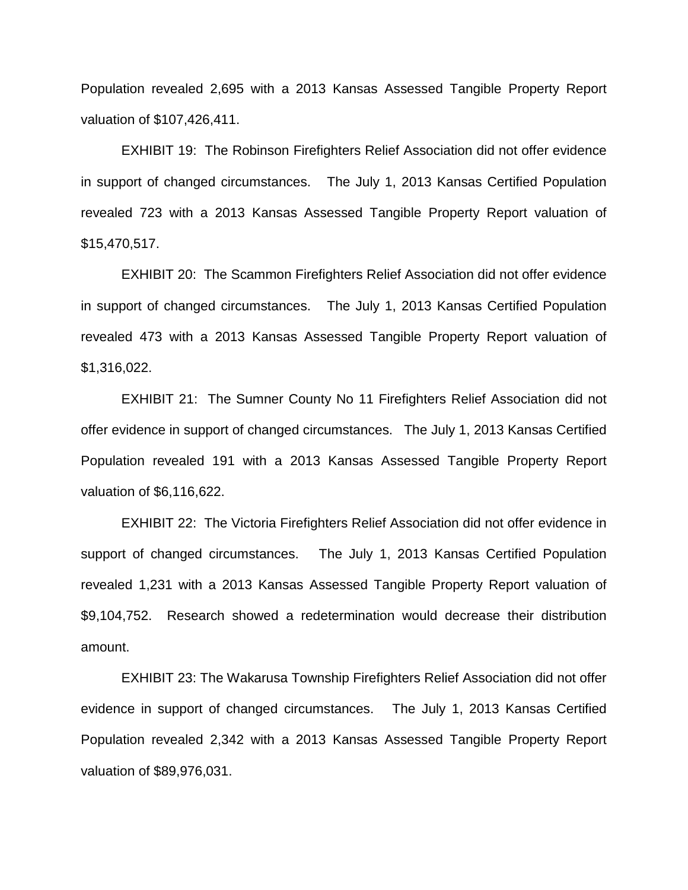Population revealed 2,695 with a 2013 Kansas Assessed Tangible Property Report valuation of $107,426,411.

EXHIBIT 19: The Robinson Firefighters Relief Association did not offer evidence in support of changed circumstances. The July 1, 2013 Kansas Certified Population revealed 723 with a 2013 Kansas Assessed Tangible Property Report valuation of $15,470,517.

EXHIBIT 20: The Scammon Firefighters Relief Association did not offer evidence in support of changed circumstances. The July 1, 2013 Kansas Certified Population revealed 473 with a 2013 Kansas Assessed Tangible Property Report valuation of $1,316,022.

EXHIBIT 21: The Sumner County No 11 Firefighters Relief Association did not offer evidence in support of changed circumstances. The July 1, 2013 Kansas Certified Population revealed 191 with a 2013 Kansas Assessed Tangible Property Report valuation of $6,116,622.

EXHIBIT 22: The Victoria Firefighters Relief Association did not offer evidence in support of changed circumstances. The July 1, 2013 Kansas Certified Population revealed 1,231 with a 2013 Kansas Assessed Tangible Property Report valuation of $9,104,752. Research showed a redetermination would decrease their distribution amount.

EXHIBIT 23: The Wakarusa Township Firefighters Relief Association did not offer evidence in support of changed circumstances. The July 1, 2013 Kansas Certified Population revealed 2,342 with a 2013 Kansas Assessed Tangible Property Report valuation of $89,976,031.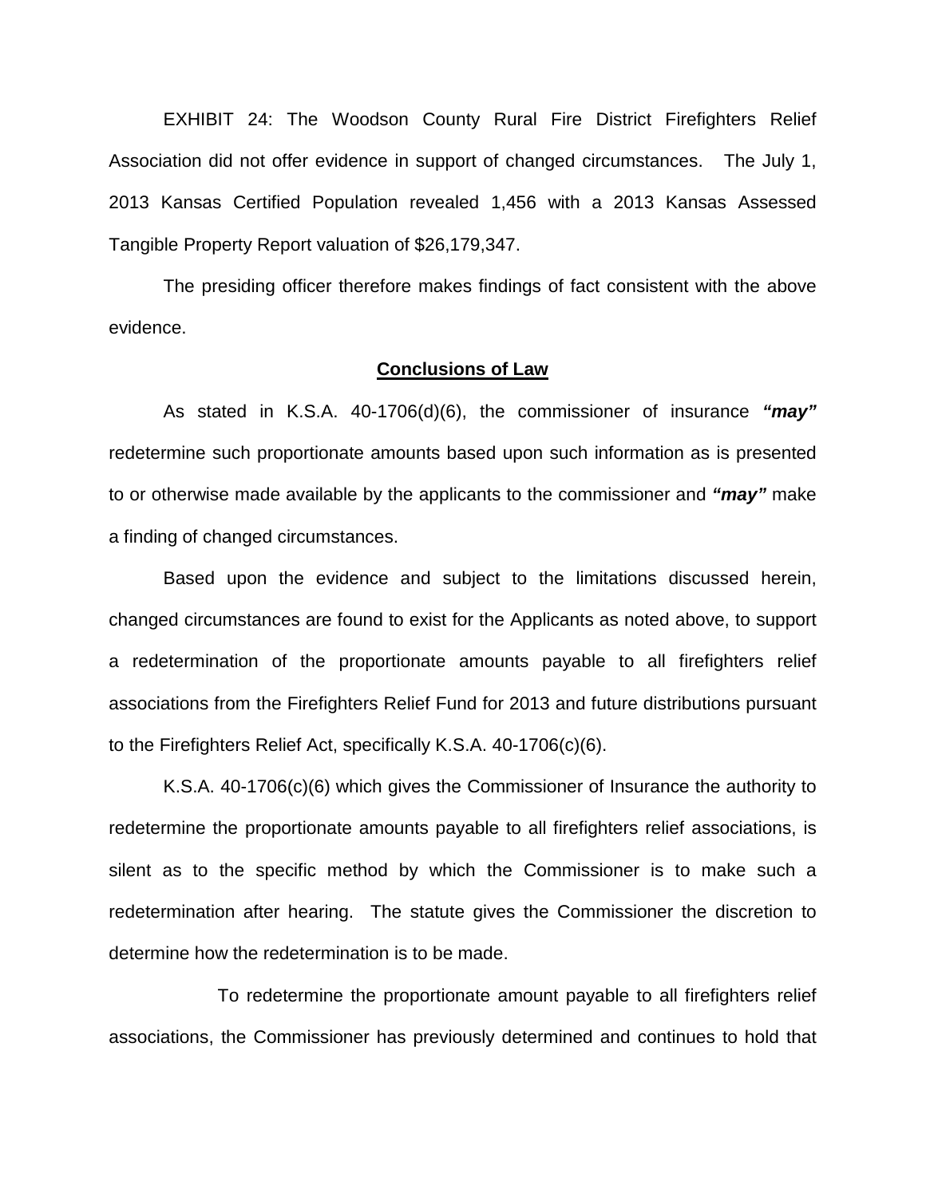EXHIBIT 24: The Woodson County Rural Fire District Firefighters Relief Association did not offer evidence in support of changed circumstances. The July 1, 2013 Kansas Certified Population revealed 1,456 with a 2013 Kansas Assessed Tangible Property Report valuation of $26,179,347.

The presiding officer therefore makes findings of fact consistent with the above evidence.

**Conclusions of Law**

As stated in K.S.A. 40-1706(d)(6), the commissioner of insurance ***"may"*** redetermine such proportionate amounts based upon such information as is presented to or otherwise made available by the applicants to the commissioner and ***"may"*** make a finding of changed circumstances.

Based upon the evidence and subject to the limitations discussed herein, changed circumstances are found to exist for the Applicants as noted above, to support a redetermination of the proportionate amounts payable to all firefighters relief associations from the Firefighters Relief Fund for 2013 and future distributions pursuant to the Firefighters Relief Act, specifically K.S.A. 40-1706(c)(6).

K.S.A. 40-1706(c)(6) which gives the Commissioner of Insurance the authority to redetermine the proportionate amounts payable to all firefighters relief associations, is silent as to the specific method by which the Commissioner is to make such a redetermination after hearing. The statute gives the Commissioner the discretion to determine how the redetermination is to be made.

To redetermine the proportionate amount payable to all firefighters relief associations, the Commissioner has previously determined and continues to hold that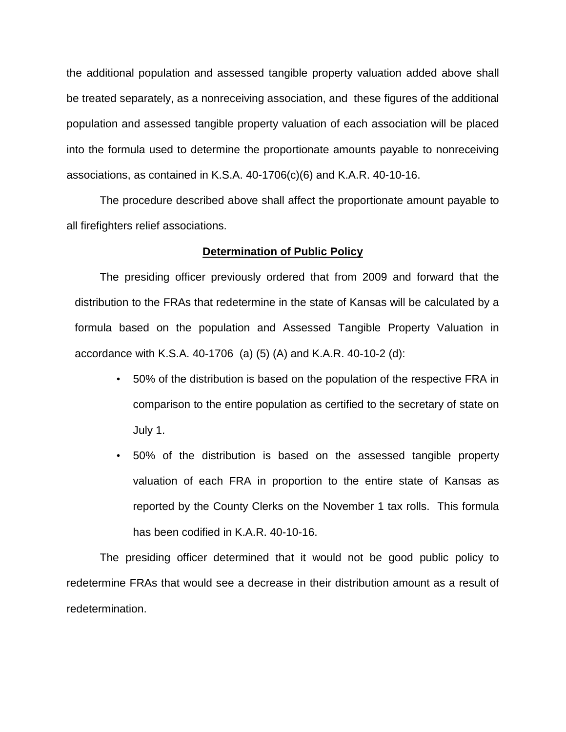the additional population and assessed tangible property valuation added above shall be treated separately, as a nonreceiving association, and these figures of the additional population and assessed tangible property valuation of each association will be placed into the formula used to determine the proportionate amounts payable to nonreceiving associations, as contained in K.S.A. 40-1706(c)(6) and K.A.R. 40-10-16.

The procedure described above shall affect the proportionate amount payable to all firefighters relief associations.

**Determination of Public Policy**

The presiding officer previously ordered that from 2009 and forward that the distribution to the FRAs that redetermine in the state of Kansas will be calculated by a formula based on the population and Assessed Tangible Property Valuation in accordance with K.S.A. 40-1706 (a) (5) (A) and K.A.R. 40-10-2 (d):

- 50% of the distribution is based on the population of the respective FRA in comparison to the entire population as certified to the secretary of state on July 1.
- 50% of the distribution is based on the assessed tangible property valuation of each FRA in proportion to the entire state of Kansas as reported by the County Clerks on the November 1 tax rolls. This formula has been codified in K.A.R. 40-10-16.

The presiding officer determined that it would not be good public policy to redetermine FRAs that would see a decrease in their distribution amount as a result of redetermination.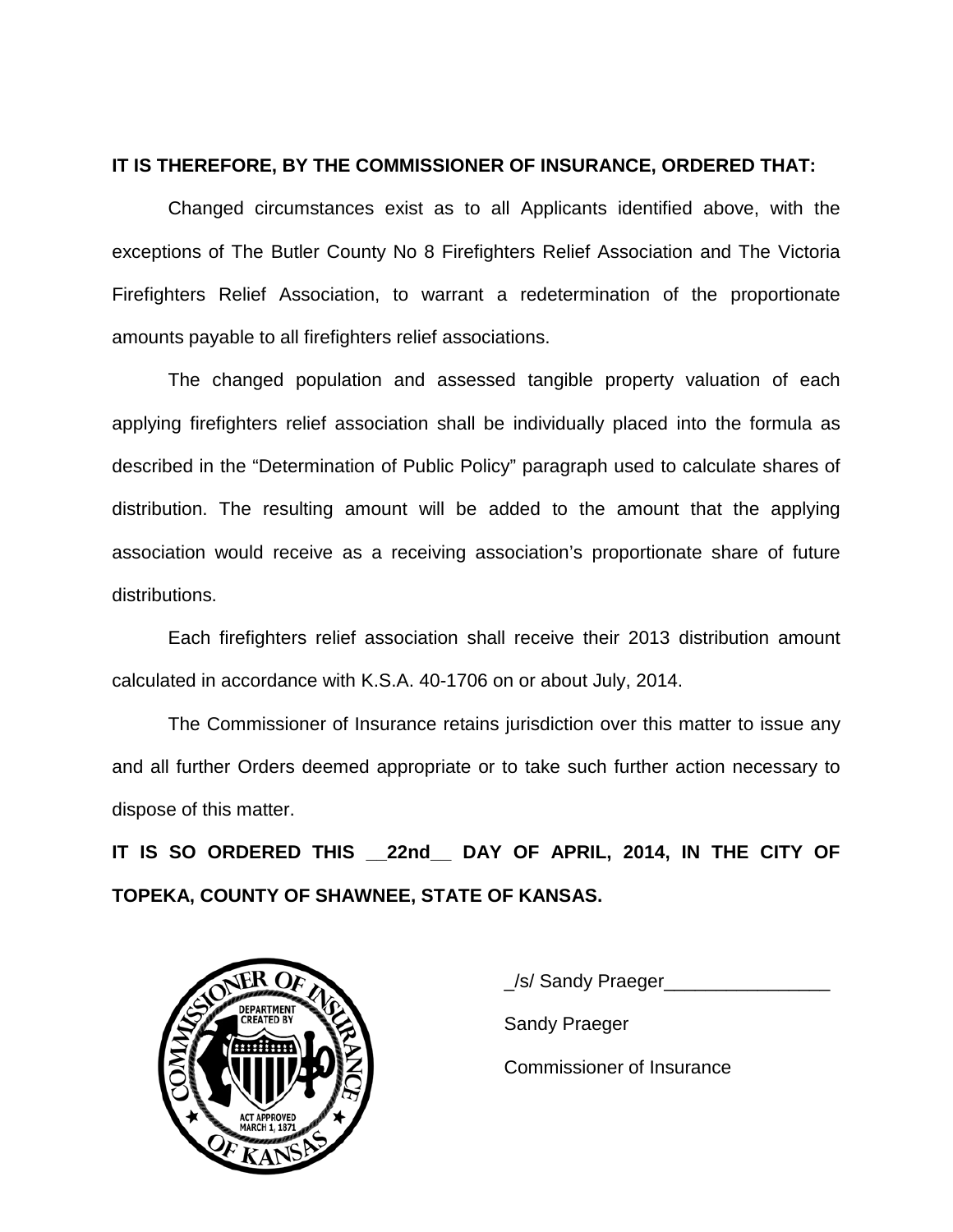**IT IS THEREFORE, BY THE COMMISSIONER OF INSURANCE, ORDERED THAT:**

Changed circumstances exist as to all Applicants identified above, with the exceptions of The Butler County No 8 Firefighters Relief Association and The Victoria Firefighters Relief Association, to warrant a redetermination of the proportionate amounts payable to all firefighters relief associations.

The changed population and assessed tangible property valuation of each applying firefighters relief association shall be individually placed into the formula as described in the "Determination of Public Policy" paragraph used to calculate shares of distribution. The resulting amount will be added to the amount that the applying association would receive as a receiving association's proportionate share of future distributions.

Each firefighters relief association shall receive their 2013 distribution amount calculated in accordance with K.S.A. 40-1706 on or about July, 2014.

The Commissioner of Insurance retains jurisdiction over this matter to issue any and all further Orders deemed appropriate or to take such further action necessary to dispose of this matter.

**IT IS SO ORDERED THIS \_\_22nd\_\_ DAY OF APRIL, 2014, IN THE CITY OF TOPEKA, COUNTY OF SHAWNEE, STATE OF KANSAS.**

_/s/ Sandy Praeger________________

Sandy Praeger

Commissioner of Insurance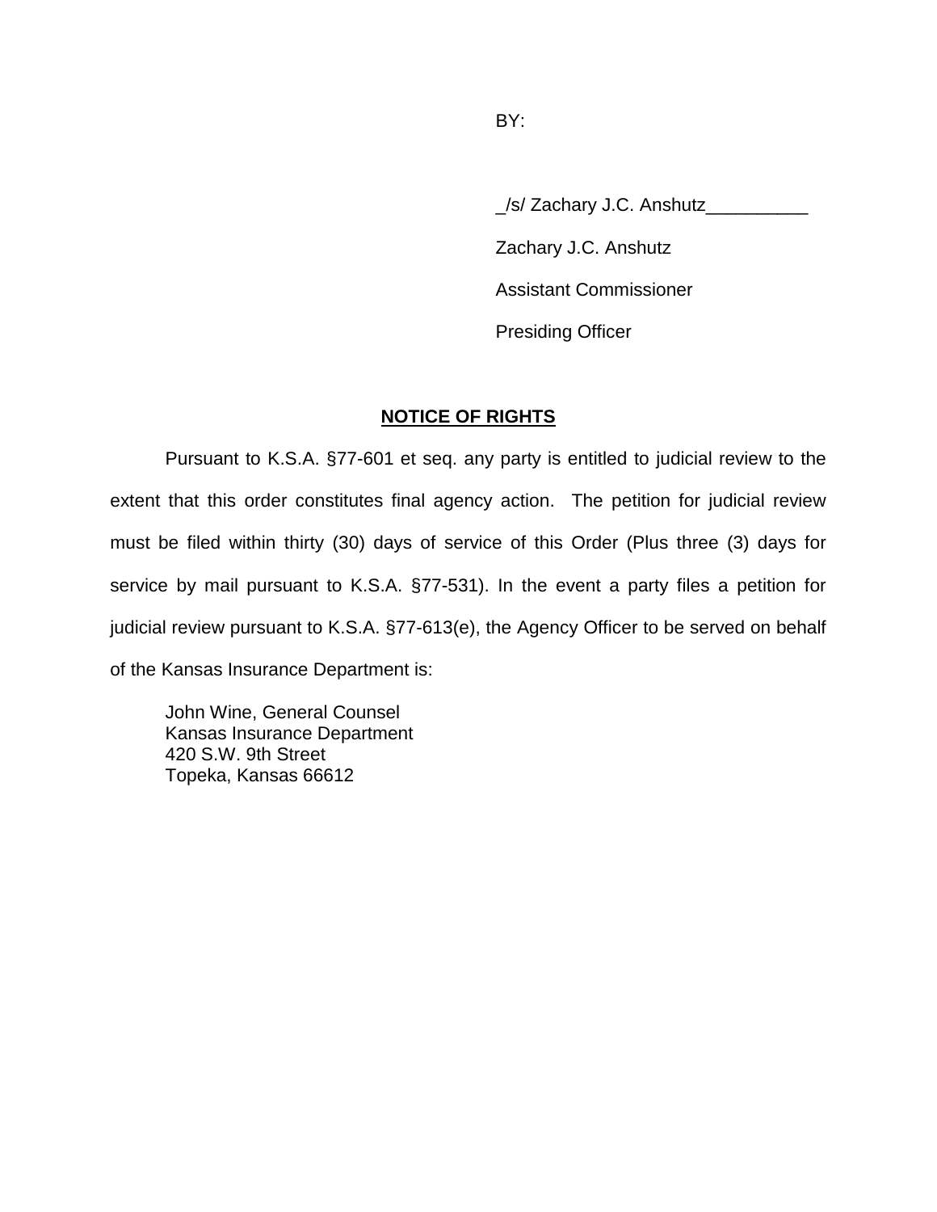BY:

_/s/ Zachary J.C. Anshutz__________

Zachary J.C. Anshutz

Assistant Commissioner

Presiding Officer

**NOTICE OF RIGHTS**

Pursuant to K.S.A. §77-601 et seq. any party is entitled to judicial review to the extent that this order constitutes final agency action. The petition for judicial review must be filed within thirty (30) days of service of this Order (Plus three (3) days for service by mail pursuant to K.S.A. §77-531). In the event a party files a petition for judicial review pursuant to K.S.A. §77-613(e), the Agency Officer to be served on behalf of the Kansas Insurance Department is:

John Wine, General Counsel
Kansas Insurance Department
420 S.W. 9th Street
Topeka, Kansas 66612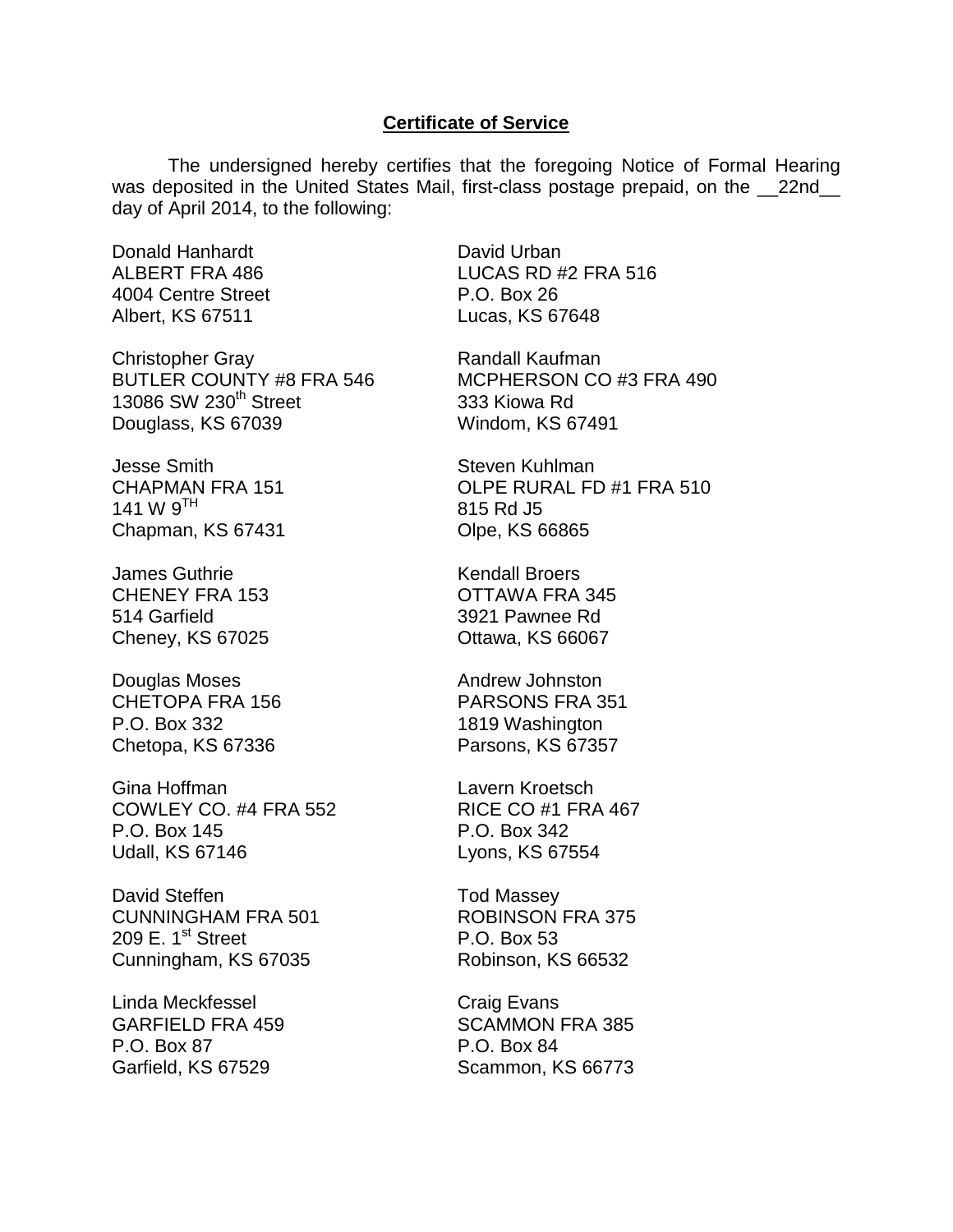**Certificate of Service**

The undersigned hereby certifies that the foregoing Notice of Formal Hearing was deposited in the United States Mail, first-class postage prepaid, on the __22nd__ day of April 2014, to the following:

Donald Hanhardt
ALBERT FRA 486
4004 Centre Street
Albert, KS 67511

Christopher Gray
BUTLER COUNTY #8 FRA 546
13086 SW 230th Street
Douglass, KS 67039

Jesse Smith
CHAPMAN FRA 151
141 W 9TH
Chapman, KS 67431

James Guthrie
CHENEY FRA 153
514 Garfield
Cheney, KS 67025

Douglas Moses
CHETOPA FRA 156
P.O. Box 332
Chetopa, KS 67336

Gina Hoffman
COWLEY CO. #4 FRA 552
P.O. Box 145
Udall, KS 67146

David Steffen
CUNNINGHAM FRA 501
209 E. 1st Street
Cunningham, KS 67035

Linda Meckfessel
GARFIELD FRA 459
P.O. Box 87
Garfield, KS 67529

David Urban
LUCAS RD #2 FRA 516
P.O. Box 26
Lucas, KS 67648

Randall Kaufman
MCPHERSON CO #3 FRA 490
333 Kiowa Rd
Windom, KS 67491

Steven Kuhlman
OLPE RURAL FD #1 FRA 510
815 Rd J5
Olpe, KS 66865

Kendall Broers
OTTAWA FRA 345
3921 Pawnee Rd
Ottawa, KS 66067

Andrew Johnston
PARSONS FRA 351
1819 Washington
Parsons, KS 67357

Lavern Kroetsch
RICE CO #1 FRA 467
P.O. Box 342
Lyons, KS 67554

Tod Massey
ROBINSON FRA 375
P.O. Box 53
Robinson, KS 66532

Craig Evans
SCAMMON FRA 385
P.O. Box 84
Scammon, KS 66773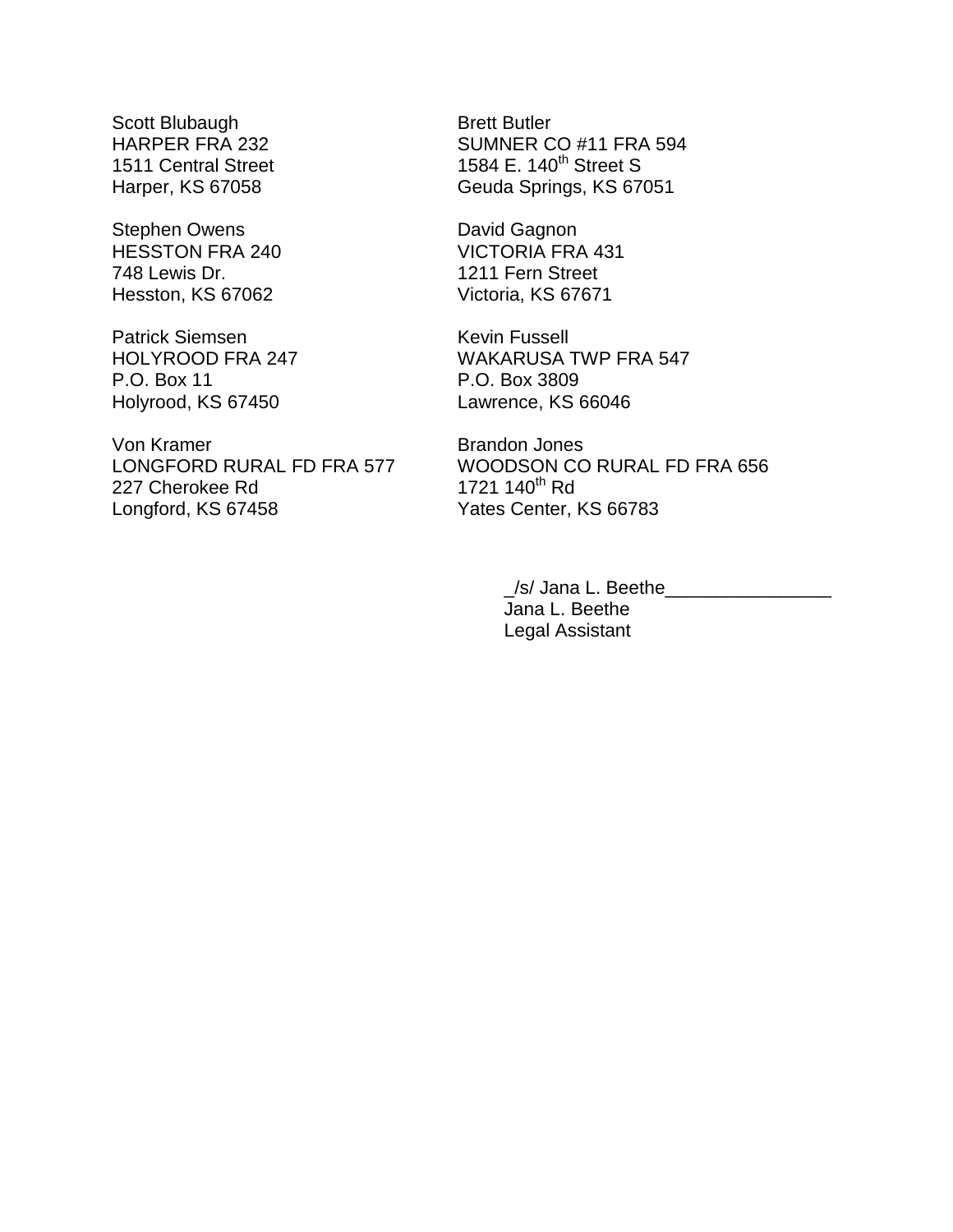Scott Blubaugh
HARPER FRA 232
1511 Central Street
Harper, KS 67058

Brett Butler
SUMNER CO #11 FRA 594
1584 E. 140th Street S
Geuda Springs, KS 67051

Stephen Owens
HESSTON FRA 240
748 Lewis Dr.
Hesston, KS 67062

David Gagnon
VICTORIA FRA 431
1211 Fern Street
Victoria, KS 67671

Patrick Siemsen
HOLYROOD FRA 247
P.O. Box 11
Holyrood, KS 67450

Kevin Fussell
WAKARUSA TWP FRA 547
P.O. Box 3809
Lawrence, KS 66046

Von Kramer
LONGFORD RURAL FD FRA 577
227 Cherokee Rd
Longford, KS 67458

Brandon Jones
WOODSON CO RURAL FD FRA 656
1721 140th Rd
Yates Center, KS 66783

_/s/ Jana L. Beethe________________
Jana L. Beethe
Legal Assistant